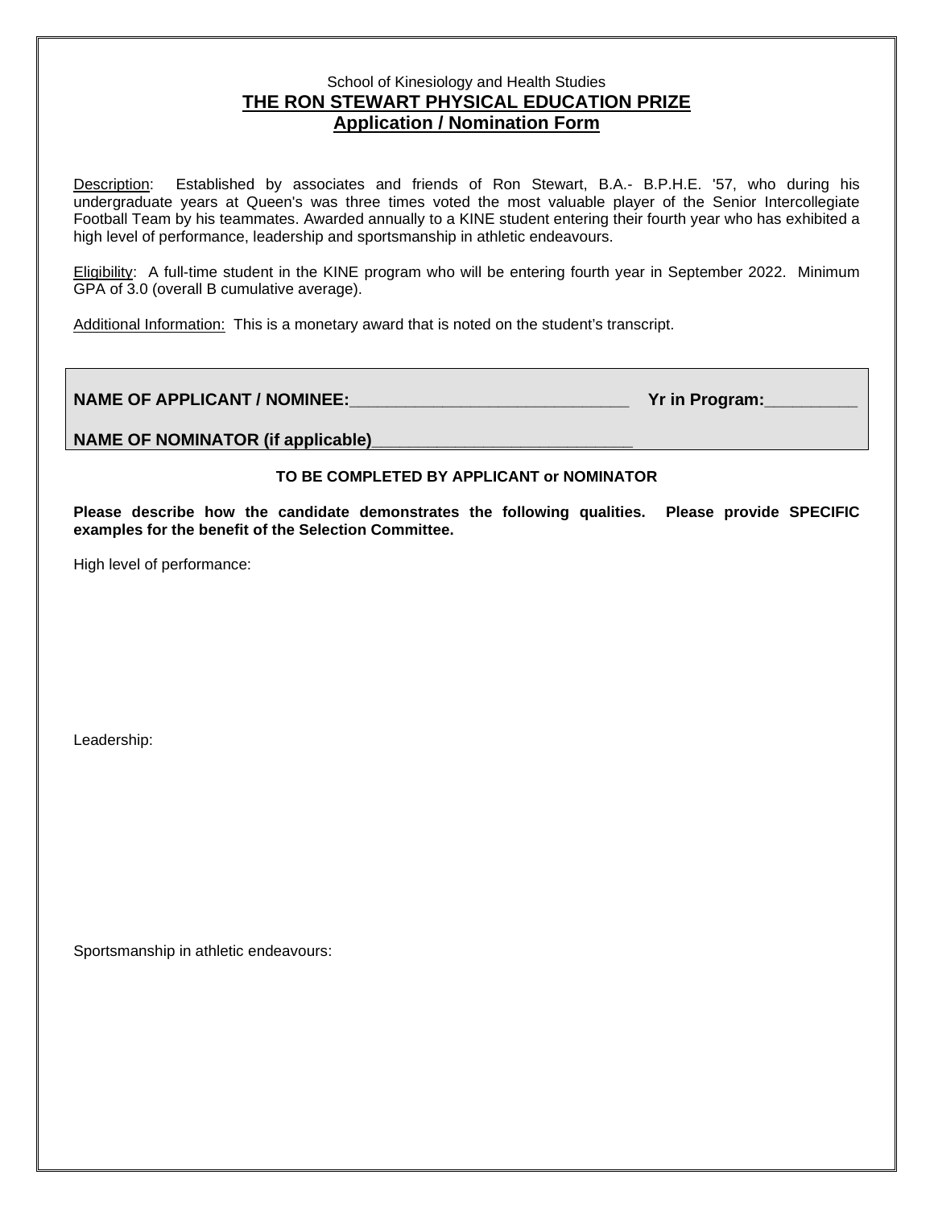School of Kinesiology and Health Studies

# THE RON STEWART PHYSICAL EDUCATION PRIZE

## Application / Nomination Form

Description: Established by associates and friends of Ron Stewart, B.A.- B.P.H.E. '57, who during his undergraduate years at Queen's was three times voted the most valuable player of the Senior Intercollegiate Football Team by his teammates. Awarded annually to a KINE student entering their fourth year who has exhibited a high level of performance, leadership and sportsmanship in athletic endeavours.

Eligibility: A full-time student in the KINE program who will be entering fourth year in September 2022. Minimum GPA of 3.0 (overall B cumulative average).

Additional Information: This is a monetary award that is noted on the student's transcript.

**NAME OF APPLICANT / NOMINEE:**______________________________ **Yr in Program:**__________

**NAME OF NOMINATOR (if applicable)**____________________________

**TO BE COMPLETED BY APPLICANT or NOMINATOR**

**Please describe how the candidate demonstrates the following qualities. Please provide SPECIFIC examples for the benefit of the Selection Committee.**

High level of performance:

Leadership:

Sportsmanship in athletic endeavours: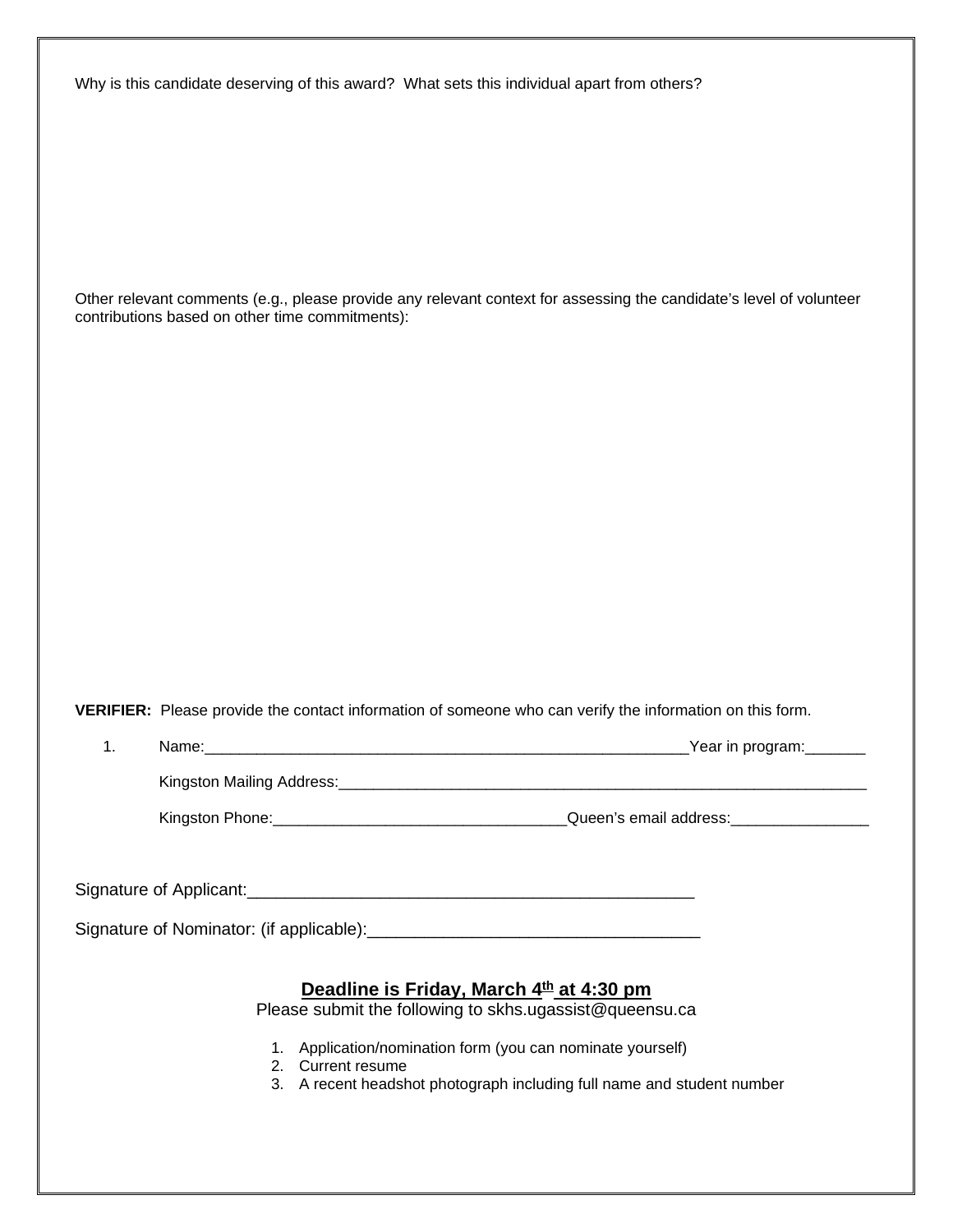Why is this candidate deserving of this award? What sets this individual apart from others?

Other relevant comments (e.g., please provide any relevant context for assessing the candidate's level of volunteer contributions based on other time commitments):

**VERIFIER:** Please provide the contact information of someone who can verify the information on this form.

1. Name:_________________________________________________________Year in program:_______

   Kingston Mailing Address:____________________________________________________________

   Kingston Phone:_________________________________Queen's email address:________________

Signature of Applicant:_______________________________________________

Signature of Nominator: (if applicable):__________________________________

**<u>Deadline is Friday, March 4th at 4:30 pm</u>**

Please submit the following to skhs.ugassist@queensu.ca

1. Application/nomination form (you can nominate yourself)
2. Current resume
3. A recent headshot photograph including full name and student number